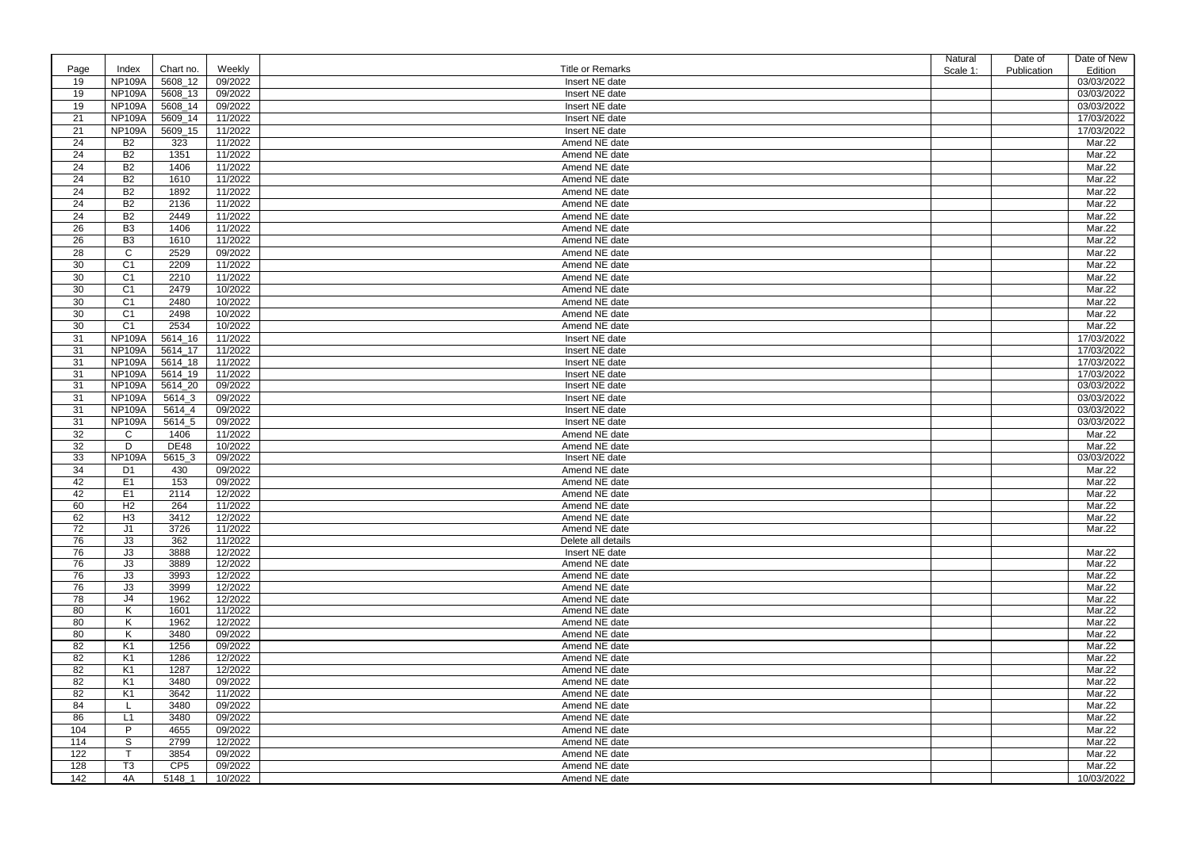| Page | Index | Chart no. | Weekly | Title or Remarks | Natural Scale 1: | Date of Publication | Date of New Edition |
|---|---|---|---|---|---|---|---|
| 19 | NP109A | 5608_12 | 09/2022 | Insert NE date | | | 03/03/2022 |
| 19 | NP109A | 5608_13 | 09/2022 | Insert NE date | | | 03/03/2022 |
| 19 | NP109A | 5608_14 | 09/2022 | Insert NE date | | | 03/03/2022 |
| 21 | NP109A | 5609_14 | 11/2022 | Insert NE date | | | 17/03/2022 |
| 21 | NP109A | 5609_15 | 11/2022 | Insert NE date | | | 17/03/2022 |
| 24 | B2 | 323 | 11/2022 | Amend NE date | | | Mar.22 |
| 24 | B2 | 1351 | 11/2022 | Amend NE date | | | Mar.22 |
| 24 | B2 | 1406 | 11/2022 | Amend NE date | | | Mar.22 |
| 24 | B2 | 1610 | 11/2022 | Amend NE date | | | Mar.22 |
| 24 | B2 | 1892 | 11/2022 | Amend NE date | | | Mar.22 |
| 24 | B2 | 2136 | 11/2022 | Amend NE date | | | Mar.22 |
| 24 | B2 | 2449 | 11/2022 | Amend NE date | | | Mar.22 |
| 26 | B3 | 1406 | 11/2022 | Amend NE date | | | Mar.22 |
| 26 | B3 | 1610 | 11/2022 | Amend NE date | | | Mar.22 |
| 28 | C | 2529 | 09/2022 | Amend NE date | | | Mar.22 |
| 30 | C1 | 2209 | 11/2022 | Amend NE date | | | Mar.22 |
| 30 | C1 | 2210 | 11/2022 | Amend NE date | | | Mar.22 |
| 30 | C1 | 2479 | 10/2022 | Amend NE date | | | Mar.22 |
| 30 | C1 | 2480 | 10/2022 | Amend NE date | | | Mar.22 |
| 30 | C1 | 2498 | 10/2022 | Amend NE date | | | Mar.22 |
| 30 | C1 | 2534 | 10/2022 | Amend NE date | | | Mar.22 |
| 31 | NP109A | 5614_16 | 11/2022 | Insert NE date | | | 17/03/2022 |
| 31 | NP109A | 5614_17 | 11/2022 | Insert NE date | | | 17/03/2022 |
| 31 | NP109A | 5614_18 | 11/2022 | Insert NE date | | | 17/03/2022 |
| 31 | NP109A | 5614_19 | 11/2022 | Insert NE date | | | 17/03/2022 |
| 31 | NP109A | 5614_20 | 09/2022 | Insert NE date | | | 03/03/2022 |
| 31 | NP109A | 5614_3 | 09/2022 | Insert NE date | | | 03/03/2022 |
| 31 | NP109A | 5614_4 | 09/2022 | Insert NE date | | | 03/03/2022 |
| 31 | NP109A | 5614_5 | 09/2022 | Insert NE date | | | 03/03/2022 |
| 32 | C | 1406 | 11/2022 | Amend NE date | | | Mar.22 |
| 32 | D | DE48 | 10/2022 | Amend NE date | | | Mar.22 |
| 33 | NP109A | 5615_3 | 09/2022 | Insert NE date | | | 03/03/2022 |
| 34 | D1 | 430 | 09/2022 | Amend NE date | | | Mar.22 |
| 42 | E1 | 153 | 09/2022 | Amend NE date | | | Mar.22 |
| 42 | E1 | 2114 | 12/2022 | Amend NE date | | | Mar.22 |
| 60 | H2 | 264 | 11/2022 | Amend NE date | | | Mar.22 |
| 62 | H3 | 3412 | 12/2022 | Amend NE date | | | Mar.22 |
| 72 | J1 | 3726 | 11/2022 | Amend NE date | | | Mar.22 |
| 76 | J3 | 362 | 11/2022 | Delete all details | | | |
| 76 | J3 | 3888 | 12/2022 | Insert NE date | | | Mar.22 |
| 76 | J3 | 3889 | 12/2022 | Amend NE date | | | Mar.22 |
| 76 | J3 | 3993 | 12/2022 | Amend NE date | | | Mar.22 |
| 76 | J3 | 3999 | 12/2022 | Amend NE date | | | Mar.22 |
| 78 | J4 | 1962 | 12/2022 | Amend NE date | | | Mar.22 |
| 80 | K | 1601 | 11/2022 | Amend NE date | | | Mar.22 |
| 80 | K | 1962 | 12/2022 | Amend NE date | | | Mar.22 |
| 80 | K | 3480 | 09/2022 | Amend NE date | | | Mar.22 |
| 82 | K1 | 1256 | 09/2022 | Amend NE date | | | Mar.22 |
| 82 | K1 | 1286 | 12/2022 | Amend NE date | | | Mar.22 |
| 82 | K1 | 1287 | 12/2022 | Amend NE date | | | Mar.22 |
| 82 | K1 | 3480 | 09/2022 | Amend NE date | | | Mar.22 |
| 82 | K1 | 3642 | 11/2022 | Amend NE date | | | Mar.22 |
| 84 | L | 3480 | 09/2022 | Amend NE date | | | Mar.22 |
| 86 | L1 | 3480 | 09/2022 | Amend NE date | | | Mar.22 |
| 104 | P | 4655 | 09/2022 | Amend NE date | | | Mar.22 |
| 114 | S | 2799 | 12/2022 | Amend NE date | | | Mar.22 |
| 122 | T | 3854 | 09/2022 | Amend NE date | | | Mar.22 |
| 128 | T3 | CP5 | 09/2022 | Amend NE date | | | Mar.22 |
| 142 | 4A | 5148_1 | 10/2022 | Amend NE date | | | 10/03/2022 |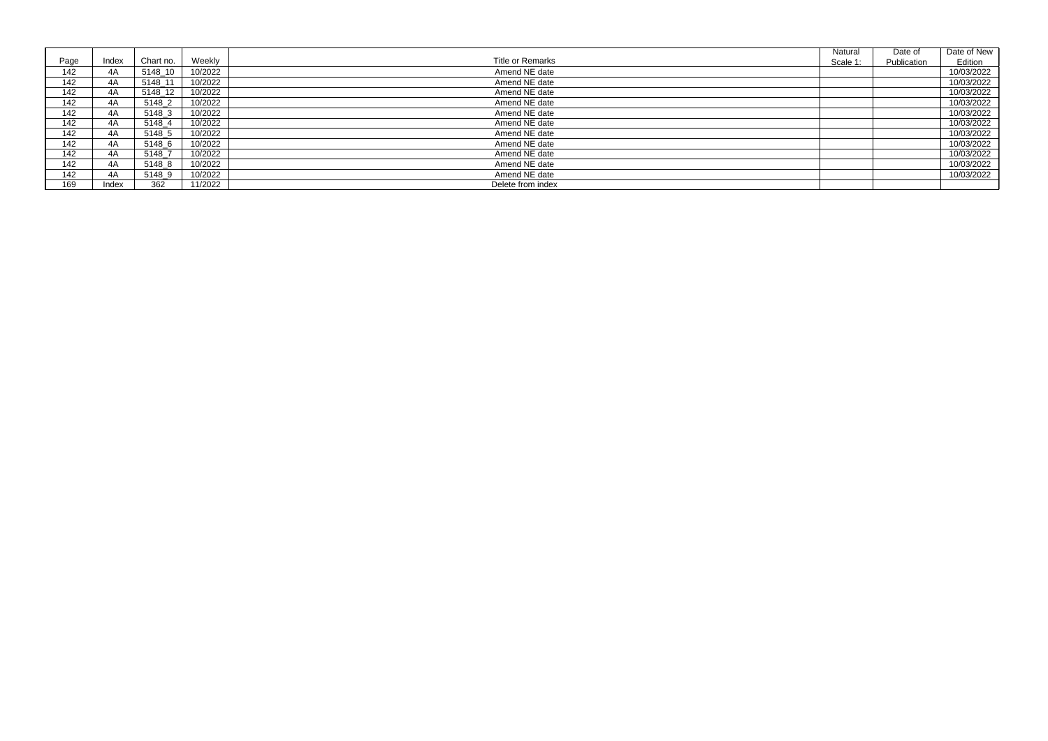| Page | Index | Chart no. | Weekly | Title or Remarks | Natural Scale 1: | Date of Publication | Date of New Edition |
|---|---|---|---|---|---|---|---|
| 142 | 4A | 5148_10 | 10/2022 | Amend NE date | | | 10/03/2022 |
| 142 | 4A | 5148_11 | 10/2022 | Amend NE date | | | 10/03/2022 |
| 142 | 4A | 5148_12 | 10/2022 | Amend NE date | | | 10/03/2022 |
| 142 | 4A | 5148_2 | 10/2022 | Amend NE date | | | 10/03/2022 |
| 142 | 4A | 5148_3 | 10/2022 | Amend NE date | | | 10/03/2022 |
| 142 | 4A | 5148_4 | 10/2022 | Amend NE date | | | 10/03/2022 |
| 142 | 4A | 5148_5 | 10/2022 | Amend NE date | | | 10/03/2022 |
| 142 | 4A | 5148_6 | 10/2022 | Amend NE date | | | 10/03/2022 |
| 142 | 4A | 5148_7 | 10/2022 | Amend NE date | | | 10/03/2022 |
| 142 | 4A | 5148_8 | 10/2022 | Amend NE date | | | 10/03/2022 |
| 142 | 4A | 5148_9 | 10/2022 | Amend NE date | | | 10/03/2022 |
| 169 | Index | 362 | 11/2022 | Delete from index | | | |